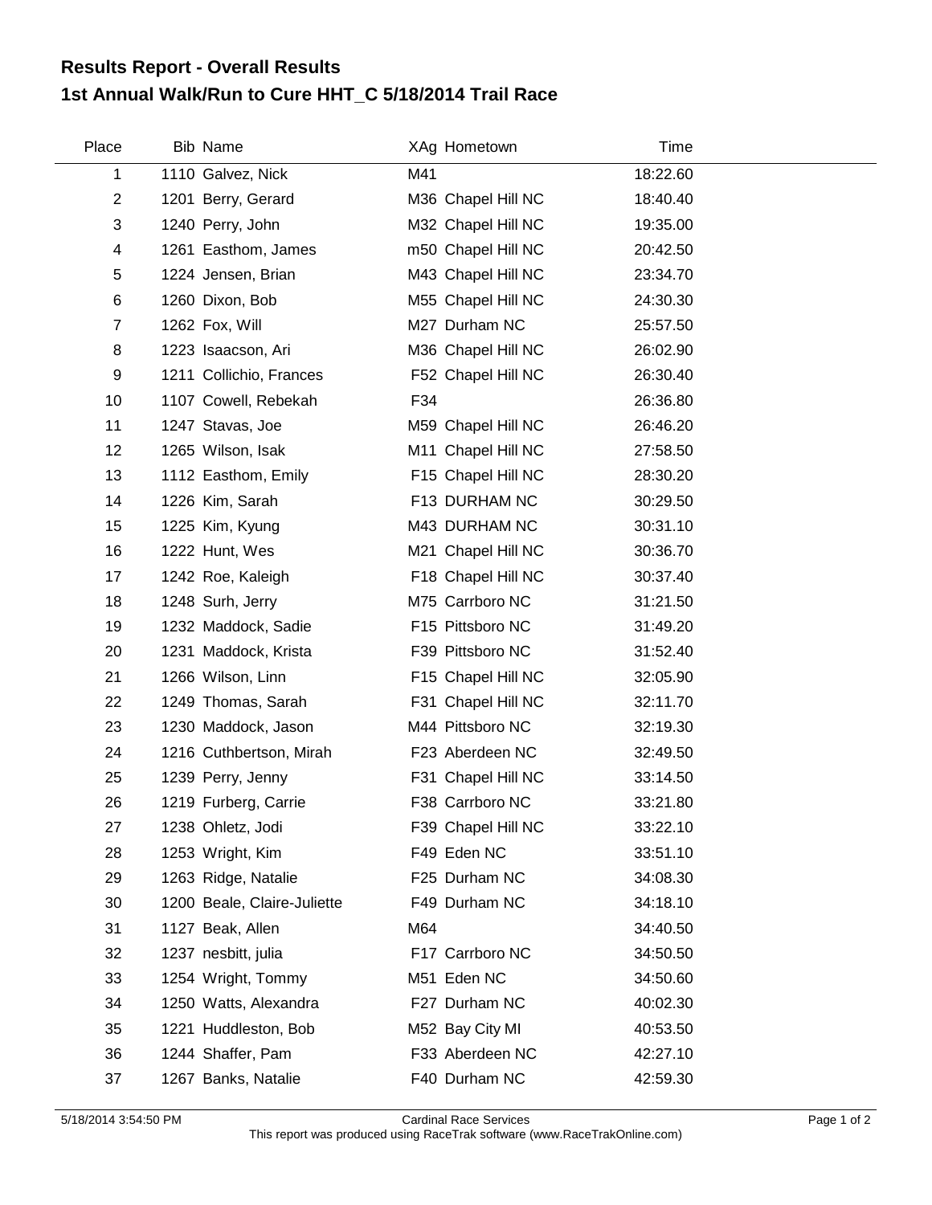# Results Report - Overall Results

## 1st Annual Walk/Run to Cure HHT_C 5/18/2014 Trail Race

| Place | Bib | Name | XAg | Hometown | Time |
|---|---|---|---|---|---|
| 1 | 1110 | Galvez, Nick | M41 | | 18:22.60 |
| 2 | 1201 | Berry, Gerard | M36 | Chapel Hill NC | 18:40.40 |
| 3 | 1240 | Perry, John | M32 | Chapel Hill NC | 19:35.00 |
| 4 | 1261 | Easthom, James | m50 | Chapel Hill NC | 20:42.50 |
| 5 | 1224 | Jensen, Brian | M43 | Chapel Hill NC | 23:34.70 |
| 6 | 1260 | Dixon, Bob | M55 | Chapel Hill NC | 24:30.30 |
| 7 | 1262 | Fox, Will | M27 | Durham NC | 25:57.50 |
| 8 | 1223 | Isaacson, Ari | M36 | Chapel Hill NC | 26:02.90 |
| 9 | 1211 | Collichio, Frances | F52 | Chapel Hill NC | 26:30.40 |
| 10 | 1107 | Cowell, Rebekah | F34 | | 26:36.80 |
| 11 | 1247 | Stavas, Joe | M59 | Chapel Hill NC | 26:46.20 |
| 12 | 1265 | Wilson, Isak | M11 | Chapel Hill NC | 27:58.50 |
| 13 | 1112 | Easthom, Emily | F15 | Chapel Hill NC | 28:30.20 |
| 14 | 1226 | Kim, Sarah | F13 | DURHAM NC | 30:29.50 |
| 15 | 1225 | Kim, Kyung | M43 | DURHAM NC | 30:31.10 |
| 16 | 1222 | Hunt, Wes | M21 | Chapel Hill NC | 30:36.70 |
| 17 | 1242 | Roe, Kaleigh | F18 | Chapel Hill NC | 30:37.40 |
| 18 | 1248 | Surh, Jerry | M75 | Carrboro NC | 31:21.50 |
| 19 | 1232 | Maddock, Sadie | F15 | Pittsboro NC | 31:49.20 |
| 20 | 1231 | Maddock, Krista | F39 | Pittsboro NC | 31:52.40 |
| 21 | 1266 | Wilson, Linn | F15 | Chapel Hill NC | 32:05.90 |
| 22 | 1249 | Thomas, Sarah | F31 | Chapel Hill NC | 32:11.70 |
| 23 | 1230 | Maddock, Jason | M44 | Pittsboro NC | 32:19.30 |
| 24 | 1216 | Cuthbertson, Mirah | F23 | Aberdeen NC | 32:49.50 |
| 25 | 1239 | Perry, Jenny | F31 | Chapel Hill NC | 33:14.50 |
| 26 | 1219 | Furberg, Carrie | F38 | Carrboro NC | 33:21.80 |
| 27 | 1238 | Ohletz, Jodi | F39 | Chapel Hill NC | 33:22.10 |
| 28 | 1253 | Wright, Kim | F49 | Eden NC | 33:51.10 |
| 29 | 1263 | Ridge, Natalie | F25 | Durham NC | 34:08.30 |
| 30 | 1200 | Beale, Claire-Juliette | F49 | Durham NC | 34:18.10 |
| 31 | 1127 | Beak, Allen | M64 | | 34:40.50 |
| 32 | 1237 | nesbitt, julia | F17 | Carrboro NC | 34:50.50 |
| 33 | 1254 | Wright, Tommy | M51 | Eden NC | 34:50.60 |
| 34 | 1250 | Watts, Alexandra | F27 | Durham NC | 40:02.30 |
| 35 | 1221 | Huddleston, Bob | M52 | Bay City MI | 40:53.50 |
| 36 | 1244 | Shaffer, Pam | F33 | Aberdeen NC | 42:27.10 |
| 37 | 1267 | Banks, Natalie | F40 | Durham NC | 42:59.30 |

5/18/2014 3:54:50 PM Cardinal Race Services
This report was produced using RaceTrak software (www.RaceTrakOnline.com)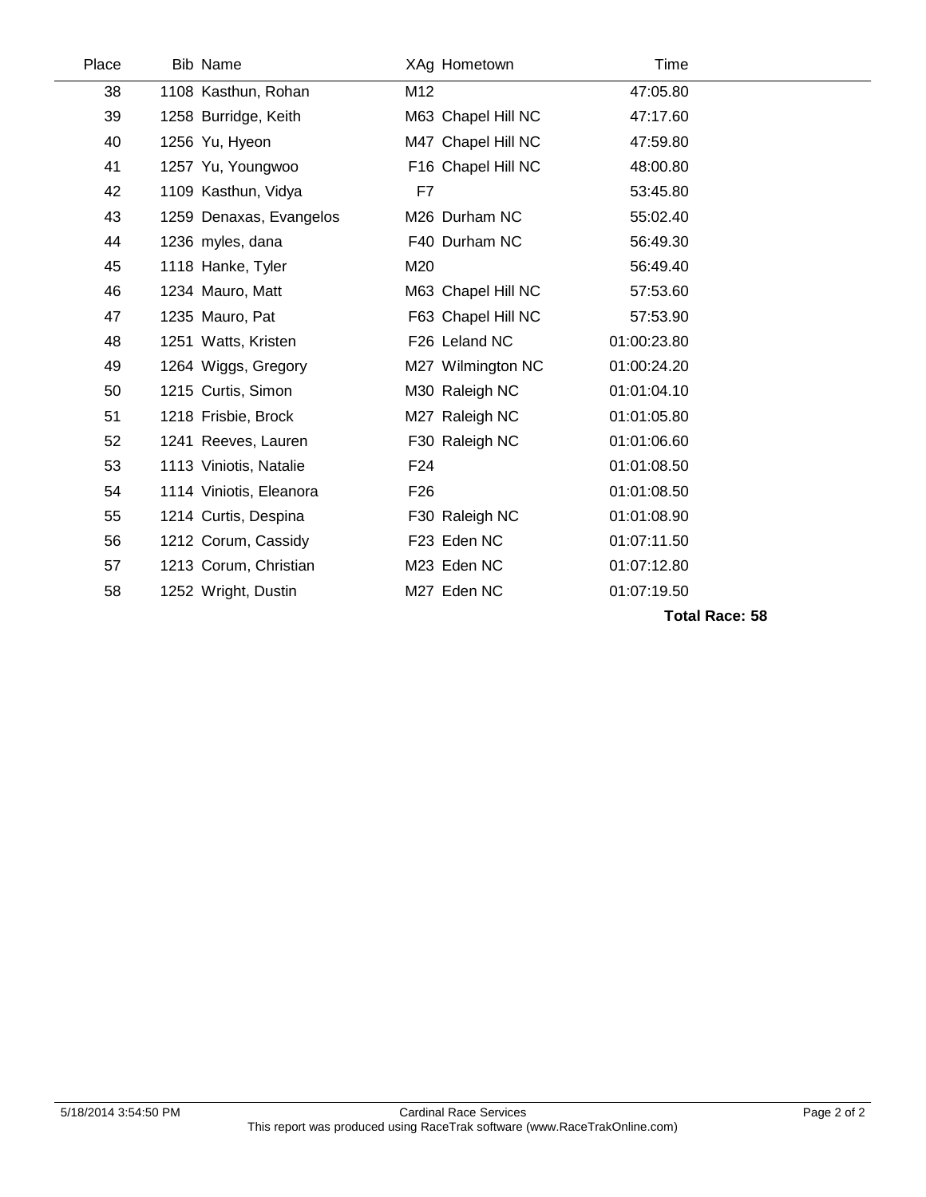| Place | Bib | Name | XAg | Hometown | Time |
|---|---|---|---|---|---|
| 38 | 1108 | Kasthun, Rohan | M12 | | 47:05.80 |
| 39 | 1258 | Burridge, Keith | M63 | Chapel Hill NC | 47:17.60 |
| 40 | 1256 | Yu, Hyeon | M47 | Chapel Hill NC | 47:59.80 |
| 41 | 1257 | Yu, Youngwoo | F16 | Chapel Hill NC | 48:00.80 |
| 42 | 1109 | Kasthun, Vidya | F7 | | 53:45.80 |
| 43 | 1259 | Denaxas, Evangelos | M26 | Durham NC | 55:02.40 |
| 44 | 1236 | myles, dana | F40 | Durham NC | 56:49.30 |
| 45 | 1118 | Hanke, Tyler | M20 | | 56:49.40 |
| 46 | 1234 | Mauro, Matt | M63 | Chapel Hill NC | 57:53.60 |
| 47 | 1235 | Mauro, Pat | F63 | Chapel Hill NC | 57:53.90 |
| 48 | 1251 | Watts, Kristen | F26 | Leland NC | 01:00:23.80 |
| 49 | 1264 | Wiggs, Gregory | M27 | Wilmington NC | 01:00:24.20 |
| 50 | 1215 | Curtis, Simon | M30 | Raleigh NC | 01:01:04.10 |
| 51 | 1218 | Frisbie, Brock | M27 | Raleigh NC | 01:01:05.80 |
| 52 | 1241 | Reeves, Lauren | F30 | Raleigh NC | 01:01:06.60 |
| 53 | 1113 | Viniotis, Natalie | F24 | | 01:01:08.50 |
| 54 | 1114 | Viniotis, Eleanora | F26 | | 01:01:08.50 |
| 55 | 1214 | Curtis, Despina | F30 | Raleigh NC | 01:01:08.90 |
| 56 | 1212 | Corum, Cassidy | F23 | Eden NC | 01:07:11.50 |
| 57 | 1213 | Corum, Christian | M23 | Eden NC | 01:07:12.80 |
| 58 | 1252 | Wright, Dustin | M27 | Eden NC | 01:07:19.50 |

**Total Race: 58**

5/18/2014 3:54:50 PM

Cardinal Race Services

This report was produced using RaceTrak software (www.RaceTrakOnline.com)